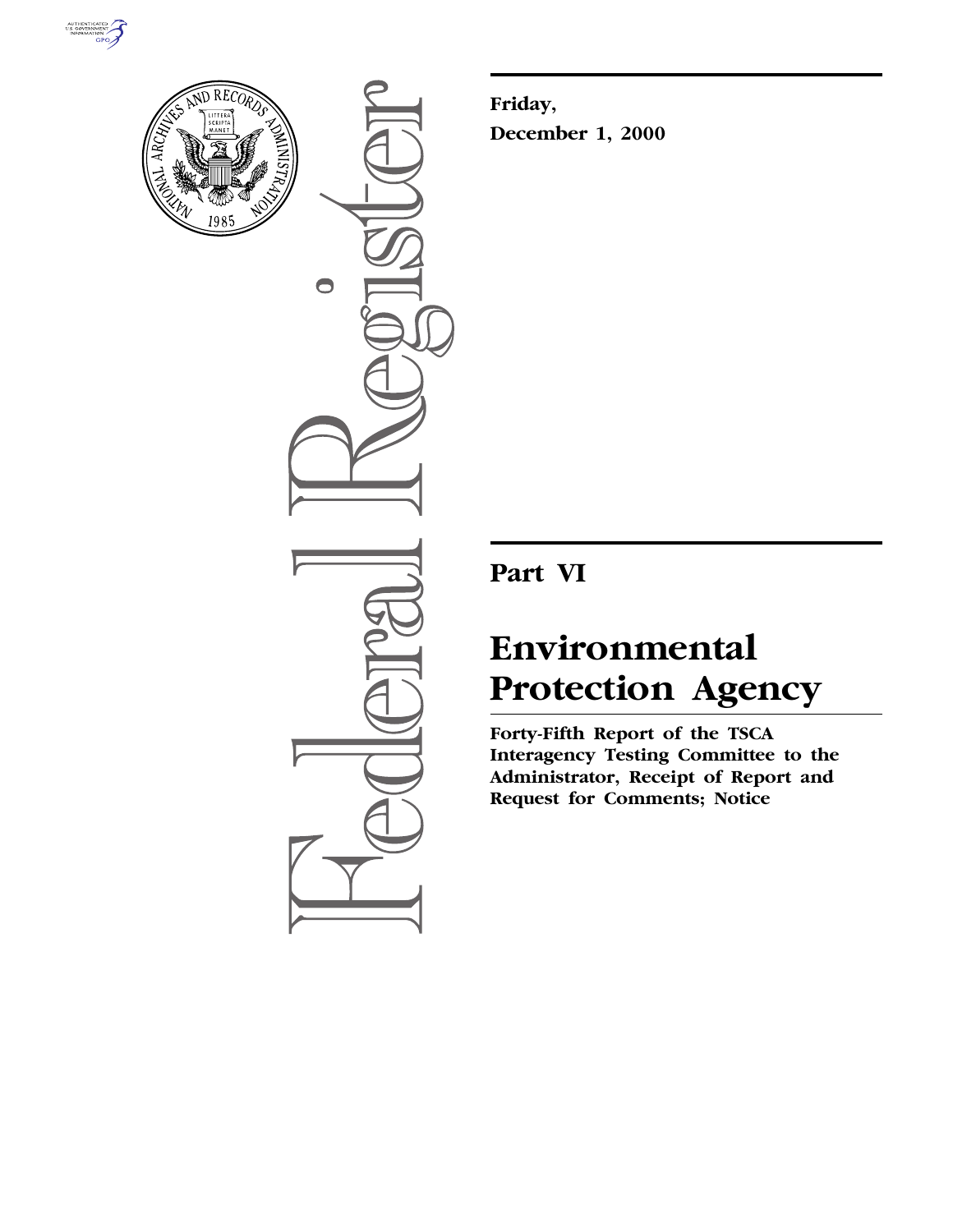**Friday,**

**December 1, 2000**

# Part VI

# Environmental Protection Agency

**Forty-Fifth Report of the TSCA Interagency Testing Committee to the Administrator, Receipt of Report and Request for Comments; Notice**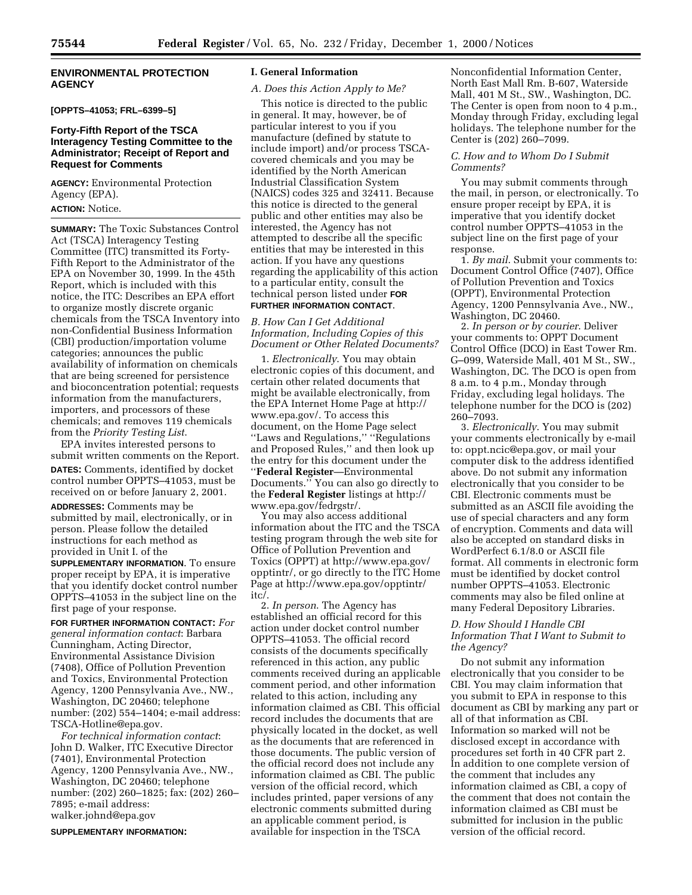## ENVIRONMENTAL PROTECTION AGENCY

**[OPPTS–41053; FRL–6399–5]**

### Forty-Fifth Report of the TSCA Interagency Testing Committee to the Administrator; Receipt of Report and Request for Comments

**AGENCY:** Environmental Protection Agency (EPA).

**ACTION:** Notice.

**SUMMARY:** The Toxic Substances Control Act (TSCA) Interagency Testing Committee (ITC) transmitted its Forty-Fifth Report to the Administrator of the EPA on November 30, 1999. In the 45th Report, which is included with this notice, the ITC: Describes an EPA effort to organize mostly discrete organic chemicals from the TSCA Inventory into non-Confidential Business Information (CBI) production/importation volume categories; announces the public availability of information on chemicals that are being screened for persistence and bioconcentration potential; requests information from the manufacturers, importers, and processors of these chemicals; and removes 119 chemicals from the *Priority Testing List*.

EPA invites interested persons to submit written comments on the Report.

**DATES:** Comments, identified by docket control number OPPTS–41053, must be received on or before January 2, 2001.

**ADDRESSES:** Comments may be submitted by mail, electronically, or in person. Please follow the detailed instructions for each method as provided in Unit I. of the **SUPPLEMENTARY INFORMATION**. To ensure proper receipt by EPA, it is imperative that you identify docket control number OPPTS–41053 in the subject line on the first page of your response.

**FOR FURTHER INFORMATION CONTACT:** *For general information contact*: Barbara Cunningham, Acting Director, Environmental Assistance Division (7408), Office of Pollution Prevention and Toxics, Environmental Protection Agency, 1200 Pennsylvania Ave., NW., Washington, DC 20460; telephone number: (202) 554–1404; e-mail address: TSCA-Hotline@epa.gov.

*For technical information contact*: John D. Walker, ITC Executive Director (7401), Environmental Protection Agency, 1200 Pennsylvania Ave., NW., Washington, DC 20460; telephone number: (202) 260–1825; fax: (202) 260–7895; e-mail address: walker.johnd@epa.gov

**SUPPLEMENTARY INFORMATION:**

### I. General Information

#### *A. Does this Action Apply to Me?*

This notice is directed to the public in general. It may, however, be of particular interest to you if you manufacture (defined by statute to include import) and/or process TSCA-covered chemicals and you may be identified by the North American Industrial Classification System (NAICS) codes 325 and 32411. Because this notice is directed to the general public and other entities may also be interested, the Agency has not attempted to describe all the specific entities that may be interested in this action. If you have any questions regarding the applicability of this action to a particular entity, consult the technical person listed under **FOR FURTHER INFORMATION CONTACT**.

#### *B. How Can I Get Additional Information, Including Copies of this Document or Other Related Documents?*

1. *Electronically*. You may obtain electronic copies of this document, and certain other related documents that might be available electronically, from the EPA Internet Home Page at http://www.epa.gov/. To access this document, on the Home Page select ''Laws and Regulations,'' ''Regulations and Proposed Rules,'' and then look up the entry for this document under the ''**Federal Register**—Environmental Documents.'' You can also go directly to the **Federal Register** listings at http://www.epa.gov/fedrgstr/.

You may also access additional information about the ITC and the TSCA testing program through the web site for Office of Pollution Prevention and Toxics (OPPT) at http://www.epa.gov/opptintr/, or go directly to the ITC Home Page at http://www.epa.gov/opptintr/itc/.

2. *In person*. The Agency has established an official record for this action under docket control number OPPTS–41053. The official record consists of the documents specifically referenced in this action, any public comments received during an applicable comment period, and other information related to this action, including any information claimed as CBI. This official record includes the documents that are physically located in the docket, as well as the documents that are referenced in those documents. The public version of the official record does not include any information claimed as CBI. The public version of the official record, which includes printed, paper versions of any electronic comments submitted during an applicable comment period, is available for inspection in the TSCA Nonconfidential Information Center, North East Mall Rm. B-607, Waterside Mall, 401 M St., SW., Washington, DC. The Center is open from noon to 4 p.m., Monday through Friday, excluding legal holidays. The telephone number for the Center is (202) 260–7099.

#### *C. How and to Whom Do I Submit Comments?*

You may submit comments through the mail, in person, or electronically. To ensure proper receipt by EPA, it is imperative that you identify docket control number OPPTS–41053 in the subject line on the first page of your response.

1. *By mail*. Submit your comments to: Document Control Office (7407), Office of Pollution Prevention and Toxics (OPPT), Environmental Protection Agency, 1200 Pennsylvania Ave., NW., Washington, DC 20460.

2. *In person or by courier*. Deliver your comments to: OPPT Document Control Office (DCO) in East Tower Rm. G–099, Waterside Mall, 401 M St., SW., Washington, DC. The DCO is open from 8 a.m. to 4 p.m., Monday through Friday, excluding legal holidays. The telephone number for the DCO is (202) 260–7093.

3. *Electronically*. You may submit your comments electronically by e-mail to: oppt.ncic@epa.gov, or mail your computer disk to the address identified above. Do not submit any information electronically that you consider to be CBI. Electronic comments must be submitted as an ASCII file avoiding the use of special characters and any form of encryption. Comments and data will also be accepted on standard disks in WordPerfect 6.1/8.0 or ASCII file format. All comments in electronic form must be identified by docket control number OPPTS–41053. Electronic comments may also be filed online at many Federal Depository Libraries.

#### *D. How Should I Handle CBI Information That I Want to Submit to the Agency?*

Do not submit any information electronically that you consider to be CBI. You may claim information that you submit to EPA in response to this document as CBI by marking any part or all of that information as CBI. Information so marked will not be disclosed except in accordance with procedures set forth in 40 CFR part 2. In addition to one complete version of the comment that includes any information claimed as CBI, a copy of the comment that does not contain the information claimed as CBI must be submitted for inclusion in the public version of the official record.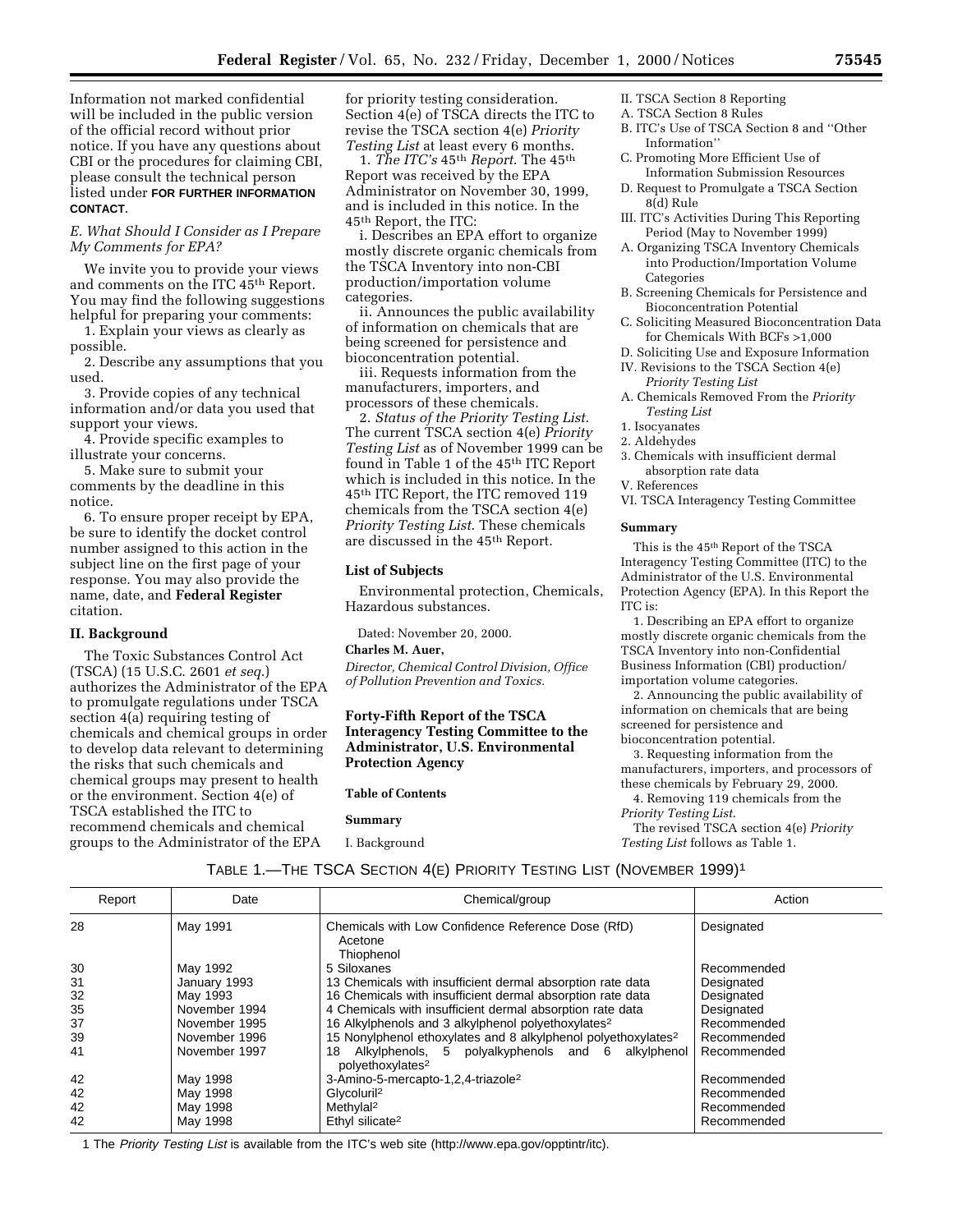Information not marked confidential will be included in the public version of the official record without prior notice. If you have any questions about CBI or the procedures for claiming CBI, please consult the technical person listed under **FOR FURTHER INFORMATION CONTACT**.

### *E. What Should I Consider as I Prepare My Comments for EPA?*

We invite you to provide your views and comments on the ITC 45th Report. You may find the following suggestions helpful for preparing your comments:

1. Explain your views as clearly as possible.

2. Describe any assumptions that you used.

3. Provide copies of any technical information and/or data you used that support your views.

4. Provide specific examples to illustrate your concerns.

5. Make sure to submit your comments by the deadline in this notice.

6. To ensure proper receipt by EPA, be sure to identify the docket control number assigned to this action in the subject line on the first page of your response. You may also provide the name, date, and **Federal Register** citation.

## II. Background

The Toxic Substances Control Act (TSCA) (15 U.S.C. 2601 *et seq.*) authorizes the Administrator of the EPA to promulgate regulations under TSCA section 4(a) requiring testing of chemicals and chemical groups in order to develop data relevant to determining the risks that such chemicals and chemical groups may present to health or the environment. Section 4(e) of TSCA established the ITC to recommend chemicals and chemical groups to the Administrator of the EPA for priority testing consideration. Section 4(e) of TSCA directs the ITC to revise the TSCA section 4(e) *Priority Testing List* at least every 6 months.

1. *The ITC's* 45th *Report*. The 45th Report was received by the EPA Administrator on November 30, 1999, and is included in this notice. In the 45th Report, the ITC:

i. Describes an EPA effort to organize mostly discrete organic chemicals from the TSCA Inventory into non-CBI production/importation volume categories.

ii. Announces the public availability of information on chemicals that are being screened for persistence and bioconcentration potential.

iii. Requests information from the manufacturers, importers, and processors of these chemicals.

2. *Status of the Priority Testing List*. The current TSCA section 4(e) *Priority Testing List* as of November 1999 can be found in Table 1 of the 45th ITC Report which is included in this notice. In the 45th ITC Report, the ITC removed 119 chemicals from the TSCA section 4(e) *Priority Testing List*. These chemicals are discussed in the 45th Report.

## List of Subjects

Environmental protection, Chemicals, Hazardous substances.

Dated: November 20, 2000.

**Charles M. Auer,**

*Director, Chemical Control Division, Office of Pollution Prevention and Toxics.*

# Forty-Fifth Report of the TSCA Interagency Testing Committee to the Administrator, U.S. Environmental Protection Agency

## Table of Contents

**Summary**

I. Background

II. TSCA Section 8 Reporting

A. TSCA Section 8 Rules

B. ITC's Use of TSCA Section 8 and ''Other Information''

C. Promoting More Efficient Use of Information Submission Resources

D. Request to Promulgate a TSCA Section 8(d) Rule

III. ITC's Activities During This Reporting Period (May to November 1999)

A. Organizing TSCA Inventory Chemicals into Production/Importation Volume Categories

B. Screening Chemicals for Persistence and Bioconcentration Potential

C. Soliciting Measured Bioconcentration Data for Chemicals With BCFs >1,000

D. Soliciting Use and Exposure Information

IV. Revisions to the TSCA Section 4(e) *Priority Testing List*

A. Chemicals Removed From the *Priority Testing List*

1. Isocyanates

2. Aldehydes

3. Chemicals with insufficient dermal absorption rate data

V. References

VI. TSCA Interagency Testing Committee

## Summary

This is the 45th Report of the TSCA Interagency Testing Committee (ITC) to the Administrator of the U.S. Environmental Protection Agency (EPA). In this Report the ITC is:

1. Describing an EPA effort to organize mostly discrete organic chemicals from the TSCA Inventory into non-Confidential Business Information (CBI) production/importation volume categories.

2. Announcing the public availability of information on chemicals that are being screened for persistence and bioconcentration potential.

3. Requesting information from the manufacturers, importers, and processors of these chemicals by February 29, 2000.

4. Removing 119 chemicals from the *Priority Testing List*.

The revised TSCA section 4(e) *Priority Testing List* follows as Table 1.

TABLE 1.—THE TSCA SECTION 4(E) PRIORITY TESTING LIST (NOVEMBER 1999)[1]

| Report | Date | Chemical/group | Action |
|---|---|---|---|
| 28 | May 1991 | Chemicals with Low Confidence Reference Dose (RfD)<br>Acetone<br>Thiophenol | Designated |
| 30 | May 1992 | 5 Siloxanes | Recommended |
| 31 | January 1993 | 13 Chemicals with insufficient dermal absorption rate data | Designated |
| 32 | May 1993 | 16 Chemicals with insufficient dermal absorption rate data | Designated |
| 35 | November 1994 | 4 Chemicals with insufficient dermal absorption rate data | Designated |
| 37 | November 1995 | 16 Alkylphenols and 3 alkylphenol polyethoxylates[2] | Recommended |
| 39 | November 1996 | 15 Nonylphenol ethoxylates and 8 alkylphenol polyethoxylates[2] | Recommended |
| 41 | November 1997 | 18 Alkylphenols, 5 polyalkyphenols and 6 alkylphenol polyethoxylates[2] | Recommended |
| 42 | May 1998 | 3-Amino-5-mercapto-1,2,4-triazole[2] | Recommended |
| 42 | May 1998 | Glycoluril[2] | Recommended |
| 42 | May 1998 | Methylal[2] | Recommended |
| 42 | May 1998 | Ethyl silicate[2] | Recommended |

1 The *Priority Testing List* is available from the ITC's web site (http://www.epa.gov/opptintr/itc).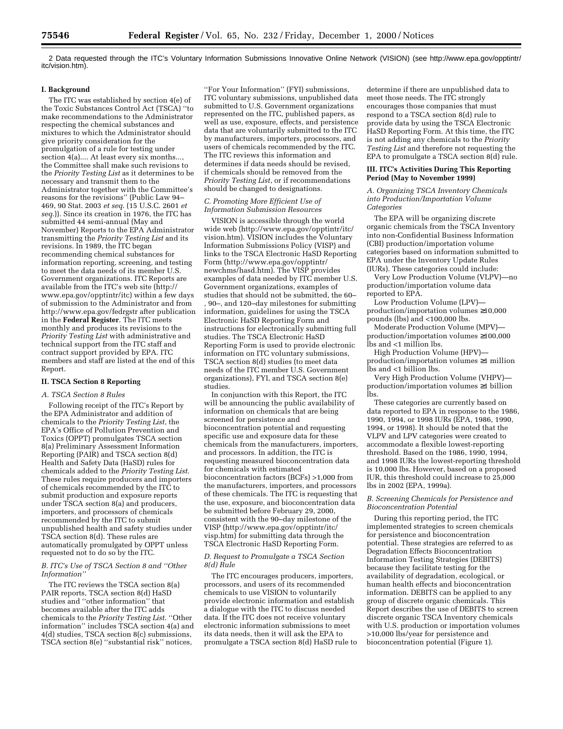2 Data requested through the ITC's Voluntary Information Submissions Innovative Online Network (VISION) (see http://www.epa.gov/opptintr/itc/vision.htm).

## I. Background

The ITC was established by section 4(e) of the Toxic Substances Control Act (TSCA) ''to make recommendations to the Administrator respecting the chemical substances and mixtures to which the Administrator should give priority consideration for the promulgation of a rule for testing under section 4(a).... At least every six months..., the Committee shall make such revisions to the *Priority Testing List* as it determines to be necessary and transmit them to the Administrator together with the Committee's reasons for the revisions'' (Public Law 94–469, 90 Stat. 2003 *et seq.* (15 U.S.C. 2601 *et seq.*)). Since its creation in 1976, the ITC has submitted 44 semi-annual (May and November) Reports to the EPA Administrator transmitting the *Priority Testing List* and its revisions. In 1989, the ITC began recommending chemical substances for information reporting, screening, and testing to meet the data needs of its member U.S. Government organizations. ITC Reports are available from the ITC's web site (http://www.epa.gov/opptintr/itc) within a few days of submission to the Administrator and from http://www.epa.gov/fedrgstr after publication in the **Federal Register**. The ITC meets monthly and produces its revisions to the *Priority Testing List* with administrative and technical support from the ITC staff and contract support provided by EPA. ITC members and staff are listed at the end of this Report.

## II. TSCA Section 8 Reporting

### *A. TSCA Section 8 Rules*

Following receipt of the ITC's Report by the EPA Administrator and addition of chemicals to the *Priority Testing List*, the EPA's Office of Pollution Prevention and Toxics (OPPT) promulgates TSCA section 8(a) Preliminary Assessment Information Reporting (PAIR) and TSCA section 8(d) Health and Safety Data (HaSD) rules for chemicals added to the *Priority Testing List*. These rules require producers and importers of chemicals recommended by the ITC to submit production and exposure reports under TSCA section 8(a) and producers, importers, and processors of chemicals recommended by the ITC to submit unpublished health and safety studies under TSCA section 8(d). These rules are automatically promulgated by OPPT unless requested not to do so by the ITC.

### *B. ITC's Use of TSCA Section 8 and ''Other Information''*

The ITC reviews the TSCA section 8(a) PAIR reports, TSCA section 8(d) HaSD studies and ''other information'' that becomes available after the ITC adds chemicals to the *Priority Testing List*. ''Other information'' includes TSCA section 4(a) and 4(d) studies, TSCA section 8(c) submissions, TSCA section 8(e) ''substantial risk'' notices, ''For Your Information'' (FYI) submissions, ITC voluntary submissions, unpublished data submitted to U.S. Government organizations represented on the ITC, published papers, as well as use, exposure, effects, and persistence data that are voluntarily submitted to the ITC by manufacturers, importers, processors, and users of chemicals recommended by the ITC. The ITC reviews this information and determines if data needs should be revised, if chemicals should be removed from the *Priority Testing List*, or if recommendations should be changed to designations.

### *C. Promoting More Efficient Use of Information Submission Resources*

VISION is accessible through the world wide web (http://www.epa.gov/opptintr/itc/vision.htm). VISION includes the Voluntary Information Submissions Policy (VISP) and links to the TSCA Electronic HaSD Reporting Form (http://www.epa.gov/opptintr/newchms/hasd.htm). The VISP provides examples of data needed by ITC member U.S. Government organizations, examples of studies that should not be submitted, the 60–, 90–, and 120–day milestones for submitting information, guidelines for using the TSCA Electronic HaSD Reporting Form and instructions for electronically submitting full studies. The TSCA Electronic HaSD Reporting Form is used to provide electronic information on ITC voluntary submissions, TSCA section 8(d) studies (to meet data needs of the ITC member U.S. Government organizations), FYI, and TSCA section 8(e) studies.

In conjunction with this Report, the ITC will be announcing the public availability of information on chemicals that are being screened for persistence and bioconcentration potential and requesting specific use and exposure data for these chemicals from the manufacturers, importers, and processors. In addition, the ITC is requesting measured bioconcentration data for chemicals with estimated bioconcentration factors (BCFs) >1,000 from the manufacturers, importers, and processors of these chemicals. The ITC is requesting that the use, exposure, and bioconcentration data be submitted before February 29, 2000, consistent with the 90–day milestone of the VISP (http://www.epa.gov/opptintr/itc/visp.htm) for submitting data through the TSCA Electronic HaSD Reporting Form.

### *D. Request to Promulgate a TSCA Section 8(d) Rule*

The ITC encourages producers, importers, processors, and users of its recommended chemicals to use VISION to voluntarily provide electronic information and establish a dialogue with the ITC to discuss needed data. If the ITC does not receive voluntary electronic information submissions to meet its data needs, then it will ask the EPA to promulgate a TSCA section 8(d) HaSD rule to determine if there are unpublished data to meet those needs. The ITC strongly encourages those companies that must respond to a TSCA section 8(d) rule to provide data by using the TSCA Electronic HaSD Reporting Form. At this time, the ITC is not adding any chemicals to the *Priority Testing List* and therefore not requesting the EPA to promulgate a TSCA section 8(d) rule.

## III. ITC's Activities During This Reporting Period (May to November 1999)

### *A. Organizing TSCA Inventory Chemicals into Production/Importation Volume Categories*

The EPA will be organizing discrete organic chemicals from the TSCA Inventory into non-Confidential Business Information (CBI) production/importation volume categories based on information submitted to EPA under the Inventory Update Rules (IURs). These categories could include:

Very Low Production Volume (VLPV)—no production/importation volume data reported to EPA.

Low Production Volume (LPV)—production/importation volumes ≥10,000 pounds (lbs) and <100,000 lbs.

Moderate Production Volume (MPV)—production/importation volumes ≥100,000 lbs and <1 million lbs.

High Production Volume (HPV)—production/importation volumes ≥1 million lbs and <1 billion lbs.

Very High Production Volume (VHPV)—production/importation volumes ≥1 billion lbs.

These categories are currently based on data reported to EPA in response to the 1986, 1990, 1994, or 1998 IURs (EPA, 1986, 1990, 1994, or 1998). It should be noted that the VLPV and LPV categories were created to accommodate a flexible lowest-reporting threshold. Based on the 1986, 1990, 1994, and 1998 IURs the lowest-reporting threshold is 10,000 lbs. However, based on a proposed IUR, this threshold could increase to 25,000 lbs in 2002 (EPA, 1999a).

### *B. Screening Chemicals for Persistence and Bioconcentration Potential*

During this reporting period, the ITC implemented strategies to screen chemicals for persistence and bioconcentration potential. These strategies are referred to as Degradation Effects Bioconcentration Information Testing Strategies (DEBITS) because they facilitate testing for the availability of degradation, ecological, or human health effects and bioconcentration information. DEBITS can be applied to any group of discrete organic chemicals. This Report describes the use of DEBITS to screen discrete organic TSCA Inventory chemicals with U.S. production or importation volumes >10,000 lbs/year for persistence and bioconcentration potential (Figure 1).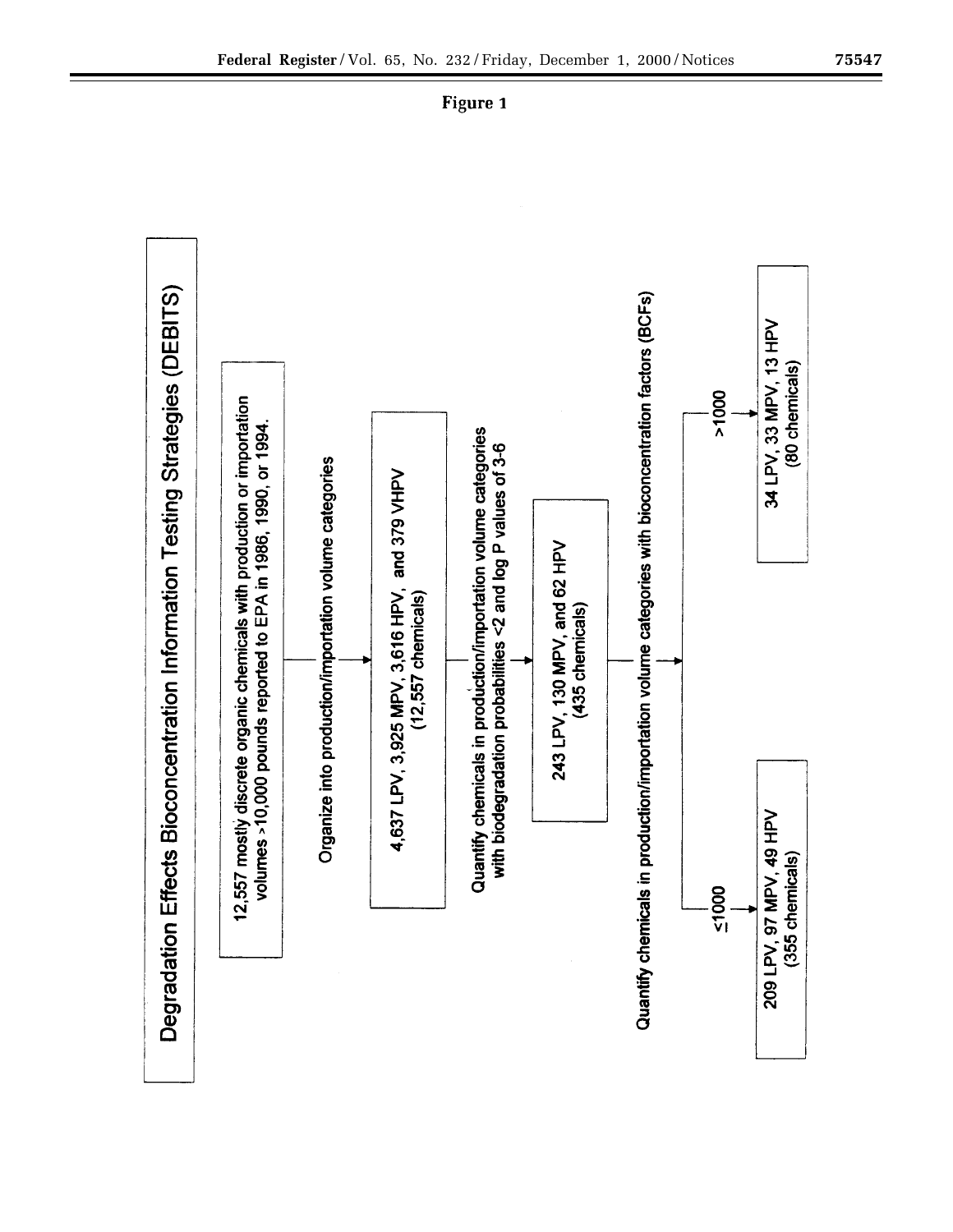**Figure 1**

**Degradation Effects Bioconcentration Information Testing Strategies (DEBITS)**

12,557 mostly discrete organic chemicals with production or importation volumes >10,000 pounds reported to EPA in 1986, 1990, or 1994.

→ Organize into production/importation volume categories →

4,637 LPV, 3,925 MPV, 3,616 HPV, and 379 VHPV (12,557 chemicals)

→ Quantify chemicals in production/importation volume categories with biodegradation probabilities <2 and log P values of 3-6 →

243 LPV, 130 MPV, and 62 HPV (435 chemicals)

→ Quantify chemicals in production/importation volume categories with bioconcentration factors (BCFs) →

- ≤1000 → 209 LPV, 97 MPV, 49 HPV (355 chemicals)
- >1000 → 34 LPV, 33 MPV, 13 HPV (80 chemicals)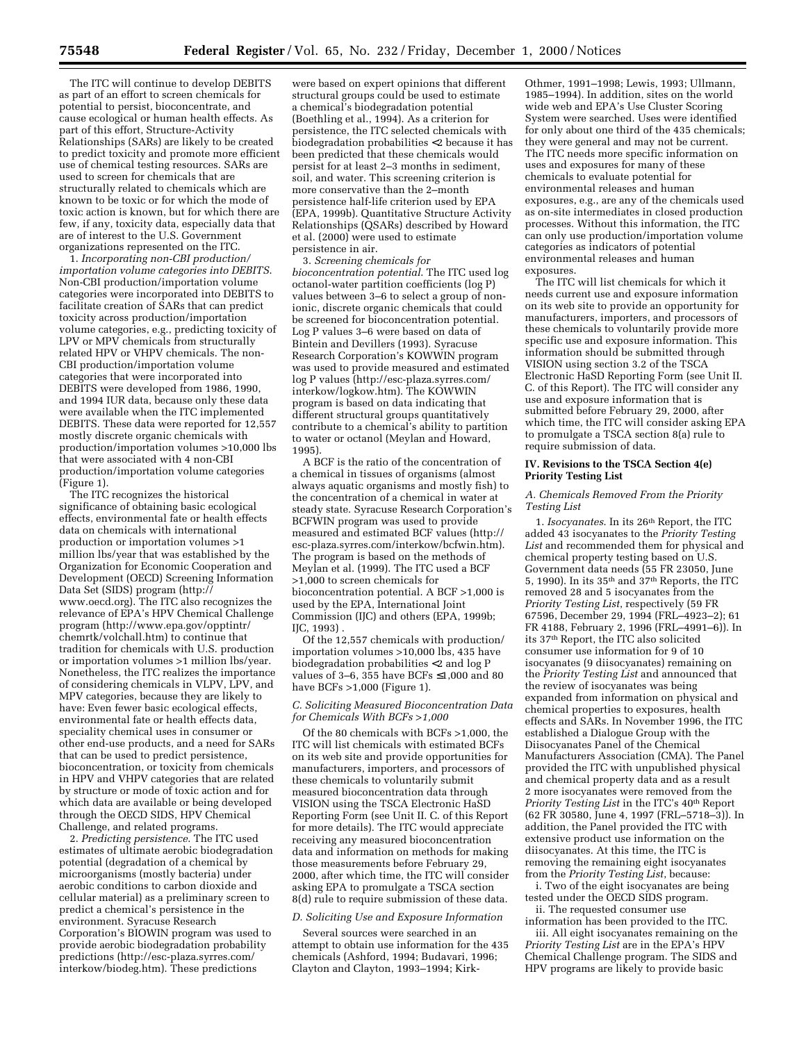The ITC will continue to develop DEBITS as part of an effort to screen chemicals for potential to persist, bioconcentrate, and cause ecological or human health effects. As part of this effort, Structure-Activity Relationships (SARs) are likely to be created to predict toxicity and promote more efficient use of chemical testing resources. SARs are used to screen for chemicals that are structurally related to chemicals which are known to be toxic or for which the mode of toxic action is known, but for which there are few, if any, toxicity data, especially data that are of interest to the U.S. Government organizations represented on the ITC.

1. *Incorporating non-CBI production/importation volume categories into DEBITS*. Non-CBI production/importation volume categories were incorporated into DEBITS to facilitate creation of SARs that can predict toxicity across production/importation volume categories, e.g., predicting toxicity of LPV or MPV chemicals from structurally related HPV or VHPV chemicals. The non-CBI production/importation volume categories that were incorporated into DEBITS were developed from 1986, 1990, and 1994 IUR data, because only these data were available when the ITC implemented DEBITS. These data were reported for 12,557 mostly discrete organic chemicals with production/importation volumes >10,000 lbs that were associated with 4 non-CBI production/importation volume categories (Figure 1).

The ITC recognizes the historical significance of obtaining basic ecological effects, environmental fate or health effects data on chemicals with international production or importation volumes >1 million lbs/year that was established by the Organization for Economic Cooperation and Development (OECD) Screening Information Data Set (SIDS) program (http://www.oecd.org). The ITC also recognizes the relevance of EPA's HPV Chemical Challenge program (http://www.epa.gov/opptintr/chemrtk/volchall.htm) to continue that tradition for chemicals with U.S. production or importation volumes >1 million lbs/year. Nonetheless, the ITC realizes the importance of considering chemicals in VLPV, LPV, and MPV categories, because they are likely to have: Even fewer basic ecological effects, environmental fate or health effects data, speciality chemical uses in consumer or other end-use products, and a need for SARs that can be used to predict persistence, bioconcentration, or toxicity from chemicals in HPV and VHPV categories that are related by structure or mode of toxic action and for which data are available or being developed through the OECD SIDS, HPV Chemical Challenge, and related programs.

2. *Predicting persistence*. The ITC used estimates of ultimate aerobic biodegradation potential (degradation of a chemical by microorganisms (mostly bacteria) under aerobic conditions to carbon dioxide and cellular material) as a preliminary screen to predict a chemical's persistence in the environment. Syracuse Research Corporation's BIOWIN program was used to provide aerobic biodegradation probability predictions (http://esc-plaza.syrres.com/interkow/biodeg.htm). These predictions were based on expert opinions that different structural groups could be used to estimate a chemical's biodegradation potential (Boethling et al., 1994). As a criterion for persistence, the ITC selected chemicals with biodegradation probabilities <2 because it has been predicted that these chemicals would persist for at least 2–3 months in sediment, soil, and water. This screening criterion is more conservative than the 2–month persistence half-life criterion used by EPA (EPA, 1999b). Quantitative Structure Activity Relationships (QSARs) described by Howard et al. (2000) were used to estimate persistence in air.

3. *Screening chemicals for bioconcentration potential*. The ITC used log octanol-water partition coefficients (log P) values between 3–6 to select a group of non-ionic, discrete organic chemicals that could be screened for bioconcentration potential. Log P values 3–6 were based on data of Bintein and Devillers (1993). Syracuse Research Corporation's KOWWIN program was used to provide measured and estimated log P values (http://esc-plaza.syrres.com/interkow/logkow.htm). The KOWWIN program is based on data indicating that different structural groups quantitatively contribute to a chemical's ability to partition to water or octanol (Meylan and Howard, 1995).

A BCF is the ratio of the concentration of a chemical in tissues of organisms (almost always aquatic organisms and mostly fish) to the concentration of a chemical in water at steady state. Syracuse Research Corporation's BCFWIN program was used to provide measured and estimated BCF values (http://esc-plaza.syrres.com/interkow/bcfwin.htm). The program is based on the methods of Meylan et al. (1999). The ITC used a BCF >1,000 to screen chemicals for bioconcentration potential. A BCF >1,000 is used by the EPA, International Joint Commission (IJC) and others (EPA, 1999b; IJC, 1993) .

Of the 12,557 chemicals with production/importation volumes >10,000 lbs, 435 have biodegradation probabilities <2 and log P values of 3–6, 355 have BCFs ≤1,000 and 80 have BCFs >1,000 (Figure 1).

### *C. Soliciting Measured Bioconcentration Data for Chemicals With BCFs >1,000*

Of the 80 chemicals with BCFs >1,000, the ITC will list chemicals with estimated BCFs on its web site and provide opportunities for manufacturers, importers, and processors of these chemicals to voluntarily submit measured bioconcentration data through VISION using the TSCA Electronic HaSD Reporting Form (see Unit II. C. of this Report for more details). The ITC would appreciate receiving any measured bioconcentration data and information on methods for making those measurements before February 29, 2000, after which time, the ITC will consider asking EPA to promulgate a TSCA section 8(d) rule to require submission of these data.

### *D. Soliciting Use and Exposure Information*

Several sources were searched in an attempt to obtain use information for the 435 chemicals (Ashford, 1994; Budavari, 1996; Clayton and Clayton, 1993–1994; Kirk-Othmer, 1991–1998; Lewis, 1993; Ullmann, 1985–1994). In addition, sites on the world wide web and EPA's Use Cluster Scoring System were searched. Uses were identified for only about one third of the 435 chemicals; they were general and may not be current. The ITC needs more specific information on uses and exposures for many of these chemicals to evaluate potential for environmental releases and human exposures, e.g., are any of the chemicals used as on-site intermediates in closed production processes. Without this information, the ITC can only use production/importation volume categories as indicators of potential environmental releases and human exposures.

The ITC will list chemicals for which it needs current use and exposure information on its web site to provide an opportunity for manufacturers, importers, and processors of these chemicals to voluntarily provide more specific use and exposure information. This information should be submitted through VISION using section 3.2 of the TSCA Electronic HaSD Reporting Form (see Unit II. C. of this Report). The ITC will consider any use and exposure information that is submitted before February 29, 2000, after which time, the ITC will consider asking EPA to promulgate a TSCA section 8(a) rule to require submission of data.

## IV. Revisions to the TSCA Section 4(e) Priority Testing List

### *A. Chemicals Removed From the Priority Testing List*

1. *Isocyanates*. In its 26th Report, the ITC added 43 isocyanates to the *Priority Testing List* and recommended them for physical and chemical property testing based on U.S. Government data needs (55 FR 23050, June 5, 1990). In its 35th and 37th Reports, the ITC removed 28 and 5 isocyanates from the *Priority Testing List*, respectively (59 FR 67596, December 29, 1994 (FRL–4923–2); 61 FR 4188, February 2, 1996 (FRL–4991–6)). In its 37th Report, the ITC also solicited consumer use information for 9 of 10 isocyanates (9 diisocyanates) remaining on the *Priority Testing List* and announced that the review of isocyanates was being expanded from information on physical and chemical properties to exposures, health effects and SARs. In November 1996, the ITC established a Dialogue Group with the Diisocyanates Panel of the Chemical Manufacturers Association (CMA). The Panel provided the ITC with unpublished physical and chemical property data and as a result 2 more isocyanates were removed from the *Priority Testing List* in the ITC's 40th Report (62 FR 30580, June 4, 1997 (FRL–5718–3)). In addition, the Panel provided the ITC with extensive product use information on the diisocyanates. At this time, the ITC is removing the remaining eight isocyanates from the *Priority Testing List*, because:

i. Two of the eight isocyanates are being tested under the OECD SIDS program.

ii. The requested consumer use information has been provided to the ITC.

iii. All eight isocyanates remaining on the *Priority Testing List* are in the EPA's HPV Chemical Challenge program. The SIDS and HPV programs are likely to provide basic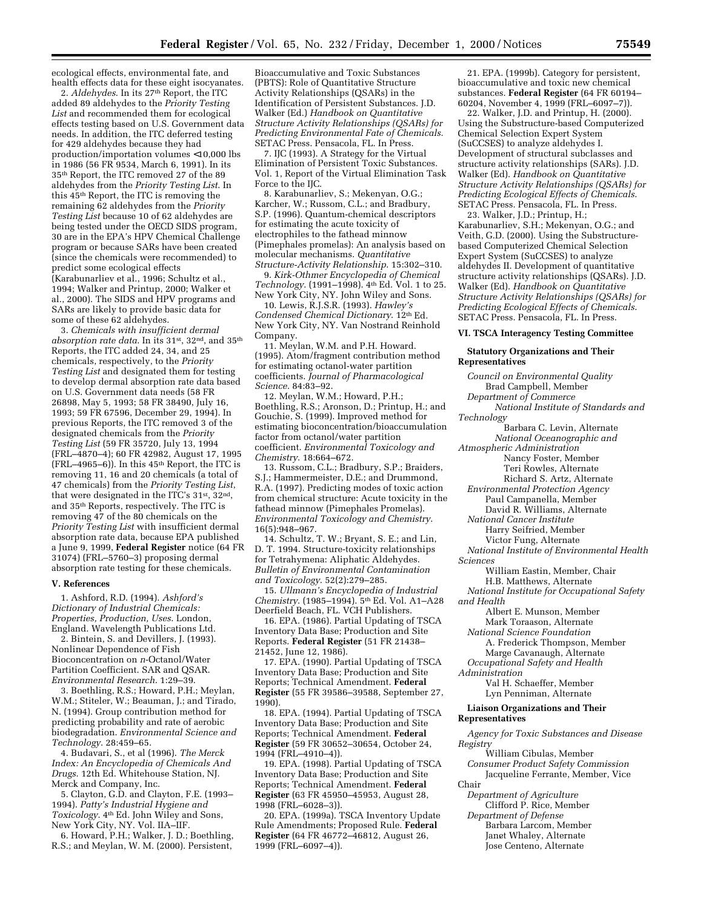ecological effects, environmental fate, and health effects data for these eight isocyanates.

2. *Aldehydes*. In its 27[th] Report, the ITC added 89 aldehydes to the *Priority Testing List* and recommended them for ecological effects testing based on U.S. Government data needs. In addition, the ITC deferred testing for 429 aldehydes because they had production/importation volumes <10,000 lbs in 1986 (56 FR 9534, March 6, 1991). In its 35[th] Report, the ITC removed 27 of the 89 aldehydes from the *Priority Testing List*. In this 45[th] Report, the ITC is removing the remaining 62 aldehydes from the *Priority Testing List* because 10 of 62 aldehydes are being tested under the OECD SIDS program, 30 are in the EPA's HPV Chemical Challenge program or because SARs have been created (since the chemicals were recommended) to predict some ecological effects (Karabunarliev et al., 1996; Schultz et al., 1994; Walker and Printup, 2000; Walker et al., 2000). The SIDS and HPV programs and SARs are likely to provide basic data for some of these 62 aldehydes.

3. *Chemicals with insufficient dermal absorption rate data*. In its 31[st], 32[nd], and 35[th] Reports, the ITC added 24, 34, and 25 chemicals, respectively, to the *Priority Testing List* and designated them for testing to develop dermal absorption rate data based on U.S. Government data needs (58 FR 26898, May 5, 1993; 58 FR 38490, July 16, 1993; 59 FR 67596, December 29, 1994). In previous Reports, the ITC removed 3 of the designated chemicals from the *Priority Testing List* (59 FR 35720, July 13, 1994 (FRL–4870–4); 60 FR 42982, August 17, 1995 (FRL–4965–6)). In this 45[th] Report, the ITC is removing 11, 16 and 20 chemicals (a total of 47 chemicals) from the *Priority Testing List*, that were designated in the ITC's 31[st], 32[nd], and 35[th] Reports, respectively. The ITC is removing 47 of the 80 chemicals on the *Priority Testing List* with insufficient dermal absorption rate data, because EPA published a June 9, 1999, **Federal Register** notice (64 FR 31074) (FRL–5760–3) proposing dermal absorption rate testing for these chemicals.

## V. References

1. Ashford, R.D. (1994). *Ashford's Dictionary of Industrial Chemicals: Properties, Production, Uses*. London, England. Wavelength Publications Ltd.

2. Bintein, S. and Devillers, J. (1993). Nonlinear Dependence of Fish Bioconcentration on *n*-Octanol/Water Partition Coefficient. SAR and QSAR. *Environmental Research*. 1:29–39.

3. Boethling, R.S.; Howard, P.H.; Meylan, W.M.; Stiteler, W.; Beauman, J.; and Tirado, N. (1994). Group contribution method for predicting probability and rate of aerobic biodegradation. *Environmental Science and Technology*. 28:459–65.

4. Budavari, S., et al (1996). *The Merck Index: An Encyclopedia of Chemicals And Drugs*. 12th Ed. Whitehouse Station, NJ. Merck and Company, Inc.

5. Clayton, G.D. and Clayton, F.E. (1993–1994). *Patty's Industrial Hygiene and Toxicology*. 4[th] Ed. John Wiley and Sons, New York City, NY. Vol. IIA–IIF.

6. Howard, P.H.; Walker, J. D.; Boethling, R.S.; and Meylan, W. M. (2000). Persistent, Bioaccumulative and Toxic Substances (PBTS): Role of Quantitative Structure Activity Relationships (QSARs) in the Identification of Persistent Substances. J.D. Walker (Ed.) *Handbook on Quantitative Structure Activity Relationships (QSARs) for Predicting Environmental Fate of Chemicals*. SETAC Press. Pensacola, FL. In Press.

7. IJC (1993). A Strategy for the Virtual Elimination of Persistent Toxic Substances. Vol. 1, Report of the Virtual Elimination Task Force to the IJC.

8. Karabunarliev, S.; Mekenyan, O.G.; Karcher, W.; Russom, C.L.; and Bradbury, S.P. (1996). Quantum-chemical descriptors for estimating the acute toxicity of electrophiles to the fathead minnow (Pimephales promelas): An analysis based on molecular mechanisms. *Quantitative Structure-Activity Relationship*. 15:302–310.

9. *Kirk-Othmer Encyclopedia of Chemical Technology*. (1991–1998). 4[th] Ed. Vol. 1 to 25. New York City, NY. John Wiley and Sons.

10. Lewis, R.J.S.R. (1993). *Hawley's Condensed Chemical Dictionary*. 12[th] Ed. New York City, NY. Van Nostrand Reinhold Company.

11. Meylan, W.M. and P.H. Howard. (1995). Atom/fragment contribution method for estimating octanol-water partition coefficients. *Journal of Pharmacological Science*. 84:83–92.

12. Meylan, W.M.; Howard, P.H.; Boethling, R.S.; Aronson, D.; Printup, H.; and Gouchie, S. (1999). Improved method for estimating bioconcentration/bioaccumulation factor from octanol/water partition coefficient. *Environmental Toxicology and Chemistry*. 18:664–672.

13. Russom, C.L.; Bradbury, S.P.; Braiders, S.J.; Hammermeister, D.E.; and Drummond, R.A. (1997). Predicting modes of toxic action from chemical structure: Acute toxicity in the fathead minnow (Pimephales Promelas). *Environmental Toxicology and Chemistry*. 16(5):948–967.

14. Schultz, T. W.; Bryant, S. E.; and Lin, D. T. 1994. Structure-toxicity relationships for Tetrahymena: Aliphatic Aldehydes. *Bulletin of Environmental Contamination and Toxicology*. 52(2):279–285.

15. *Ullmann's Encyclopedia of Industrial Chemistry*. (1985–1994). 5[th] Ed. Vol. A1–A28 Deerfield Beach, FL. VCH Publishers.

16. EPA. (1986). Partial Updating of TSCA Inventory Data Base; Production and Site Reports. **Federal Register** (51 FR 21438–21452, June 12, 1986).

17. EPA. (1990). Partial Updating of TSCA Inventory Data Base; Production and Site Reports; Technical Amendment. **Federal Register** (55 FR 39586–39588, September 27, 1990).

18. EPA. (1994). Partial Updating of TSCA Inventory Data Base; Production and Site Reports; Technical Amendment. **Federal Register** (59 FR 30652–30654, October 24, 1994 (FRL–4910–4)).

19. EPA. (1998). Partial Updating of TSCA Inventory Data Base; Production and Site Reports; Technical Amendment. **Federal Register** (63 FR 45950–45953, August 28, 1998 (FRL–6028–3)).

20. EPA. (1999a). TSCA Inventory Update Rule Amendments; Proposed Rule. **Federal Register** (64 FR 46772–46812, August 26, 1999 (FRL–6097–4)).

21. EPA. (1999b). Category for persistent, bioaccumulative and toxic new chemical substances. **Federal Register** (64 FR 60194–60204, November 4, 1999 (FRL–6097–7)).

22. Walker, J.D. and Printup, H. (2000). Using the Substructure-based Computerized Chemical Selection Expert System (SuCCSES) to analyze aldehydes I. Development of structural subclasses and structure activity relationships (SARs). J.D. Walker (Ed). *Handbook on Quantitative Structure Activity Relationships (QSARs) for Predicting Ecological Effects of Chemicals*. SETAC Press. Pensacola, FL. In Press.

23. Walker, J.D.; Printup, H.; Karabunarliev, S.H.; Mekenyan, O.G.; and Veith, G.D. (2000). Using the Substructure-based Computerized Chemical Selection Expert System (SuCCSES) to analyze aldehydes II. Development of quantitative structure activity relationships (QSARs). J.D. Walker (Ed). *Handbook on Quantitative Structure Activity Relationships (QSARs) for Predicting Ecological Effects of Chemicals*. SETAC Press. Pensacola, FL. In Press.

## VI. TSCA Interagency Testing Committee

### Statutory Organizations and Their Representatives

*Council on Environmental Quality*
Brad Campbell, Member

*Department of Commerce*

*National Institute of Standards and Technology*
Barbara C. Levin, Alternate

*National Oceanographic and Atmospheric Administration*
Nancy Foster, Member
Teri Rowles, Alternate
Richard S. Artz, Alternate

*Environmental Protection Agency*
Paul Campanella, Member
David R. Williams, Alternate

*National Cancer Institute*
Harry Seifried, Member
Victor Fung, Alternate

*National Institute of Environmental Health Sciences*
William Eastin, Member, Chair
H.B. Matthews, Alternate

*National Institute for Occupational Safety and Health*
Albert E. Munson, Member
Mark Toraason, Alternate

*National Science Foundation*
A. Frederick Thompson, Member
Marge Cavanaugh, Alternate

*Occupational Safety and Health Administration*
Val H. Schaeffer, Member
Lyn Penniman, Alternate

### Liaison Organizations and Their Representatives

*Agency for Toxic Substances and Disease Registry*
William Cibulas, Member

*Consumer Product Safety Commission*
Jacqueline Ferrante, Member, Vice Chair

*Department of Agriculture*
Clifford P. Rice, Member

*Department of Defense*
Barbara Larcom, Member
Janet Whaley, Alternate
Jose Centeno, Alternate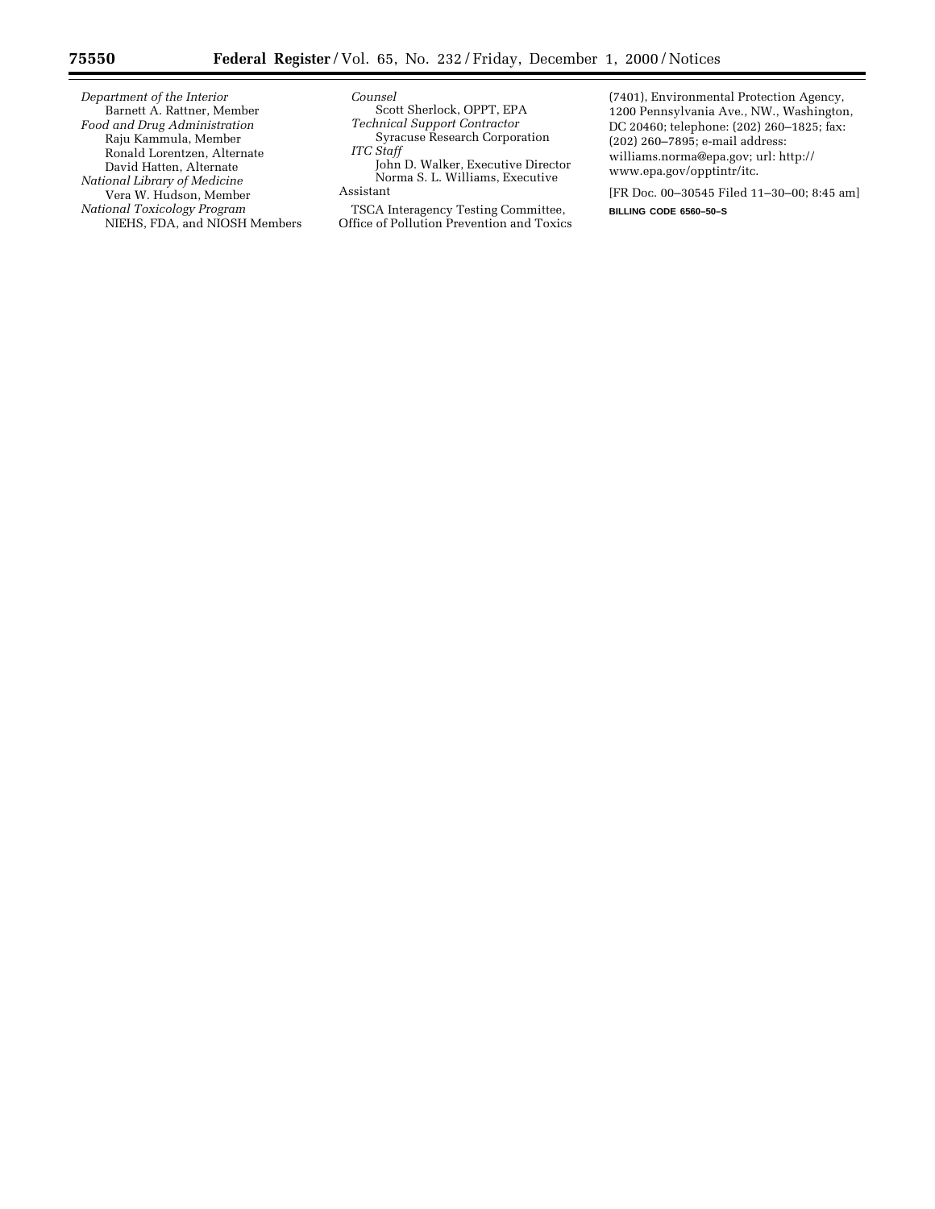*Department of the Interior*

Barnett A. Rattner, Member

*Food and Drug Administration*

Raju Kammula, Member

Ronald Lorentzen, Alternate

David Hatten, Alternate

*National Library of Medicine*

Vera W. Hudson, Member

*National Toxicology Program*

NIEHS, FDA, and NIOSH Members

*Counsel*

Scott Sherlock, OPPT, EPA

*Technical Support Contractor*

Syracuse Research Corporation

*ITC Staff*

John D. Walker, Executive Director

Norma S. L. Williams, Executive Assistant

TSCA Interagency Testing Committee, Office of Pollution Prevention and Toxics (7401), Environmental Protection Agency, 1200 Pennsylvania Ave., NW., Washington, DC 20460; telephone: (202) 260–1825; fax: (202) 260–7895; e-mail address: williams.norma@epa.gov; url: http://www.epa.gov/opptintr/itc.

[FR Doc. 00–30545 Filed 11–30–00; 8:45 am]

**BILLING CODE 6560–50–S**